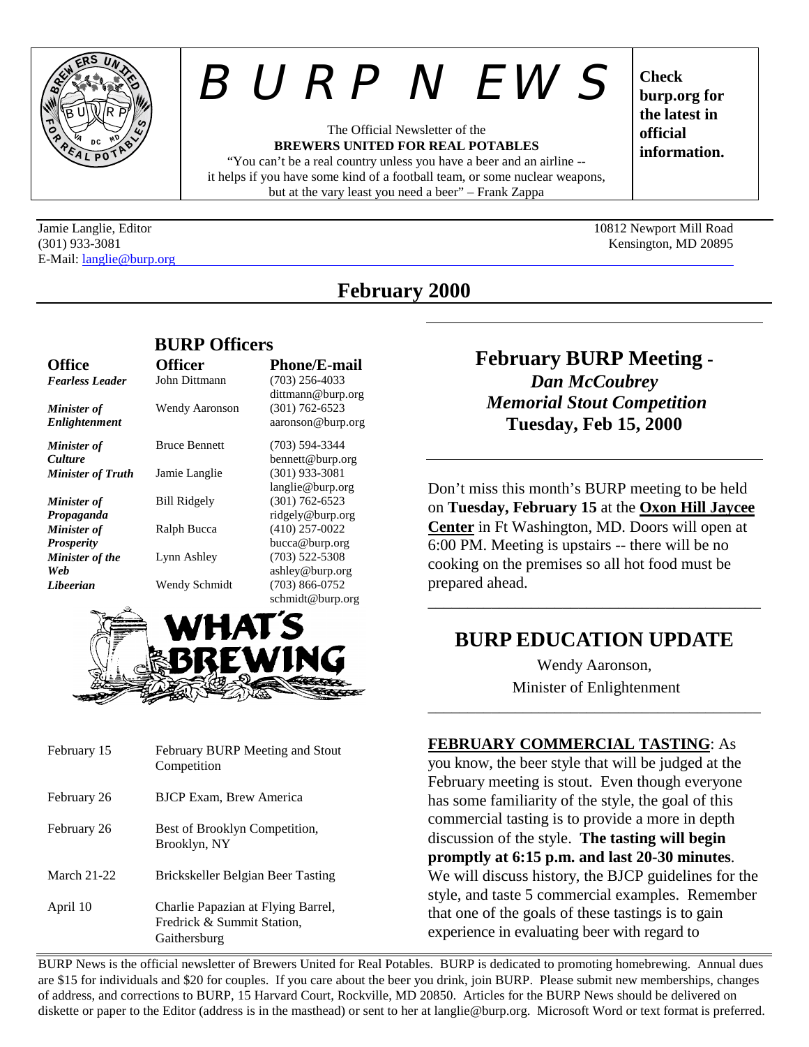# BURP NEWS

The Official Newsletter of the
**BREWERS UNITED FOR REAL POTABLES**

"You can't be a real country unless you have a beer and an airline -- it helps if you have some kind of a football team, or some nuclear weapons, but at the vary least you need a beer" – Frank Zappa

**Check burp.org for the latest in official information.**

Jamie Langlie, Editor
(301) 933-3081
E-Mail: langlie@burp.org

10812 Newport Mill Road
Kensington, MD 20895

## February 2000

### BURP Officers

| Office | Officer | Phone/E-mail |
|---|---|---|
| ***Fearless Leader*** | John Dittmann | (703) 256-4033 dittmann@burp.org |
| ***Minister of Enlightenment*** | Wendy Aaronson | (301) 762-6523 aaronson@burp.org |
| ***Minister of Culture*** | Bruce Bennett | (703) 594-3344 bennett@burp.org |
| ***Minister of Truth*** | Jamie Langlie | (301) 933-3081 langlie@burp.org |
| ***Minister of Propaganda*** | Bill Ridgely | (301) 762-6523 ridgely@burp.org |
| ***Minister of Prosperity*** | Ralph Bucca | (410) 257-0022 bucca@burp.org |
| ***Minister of the Web*** | Lynn Ashley | (703) 522-5308 ashley@burp.org |
| ***Libeerian*** | Wendy Schmidt | (703) 866-0752 schmidt@burp.org |

### WHAT'S BREWING

| | |
|---|---|
| February 15 | February BURP Meeting and Stout Competition |
| February 26 | BJCP Exam, Brew America |
| February 26 | Best of Brooklyn Competition, Brooklyn, NY |
| March 21-22 | Brickskeller Belgian Beer Tasting |
| April 10 | Charlie Papazian at Flying Barrel, Fredrick & Summit Station, Gaithersburg |

## February BURP Meeting - *Dan McCoubrey Memorial Stout Competition* Tuesday, Feb 15, 2000

Don't miss this month's BURP meeting to be held on **Tuesday, February 15** at the **Oxon Hill Jaycee Center** in Ft Washington, MD. Doors will open at 6:00 PM. Meeting is upstairs -- there will be no cooking on the premises so all hot food must be prepared ahead.

## BURP EDUCATION UPDATE

Wendy Aaronson,
Minister of Enlightenment

**FEBRUARY COMMERCIAL TASTING**: As you know, the beer style that will be judged at the February meeting is stout. Even though everyone has some familiarity of the style, the goal of this commercial tasting is to provide a more in depth discussion of the style. **The tasting will begin promptly at 6:15 p.m. and last 20-30 minutes**. We will discuss history, the BJCP guidelines for the style, and taste 5 commercial examples. Remember that one of the goals of these tastings is to gain experience in evaluating beer with regard to

BURP News is the official newsletter of Brewers United for Real Potables. BURP is dedicated to promoting homebrewing. Annual dues are $15 for individuals and $20 for couples. If you care about the beer you drink, join BURP. Please submit new memberships, changes of address, and corrections to BURP, 15 Harvard Court, Rockville, MD 20850. Articles for the BURP News should be delivered on diskette or paper to the Editor (address is in the masthead) or sent to her at langlie@burp.org. Microsoft Word or text format is preferred.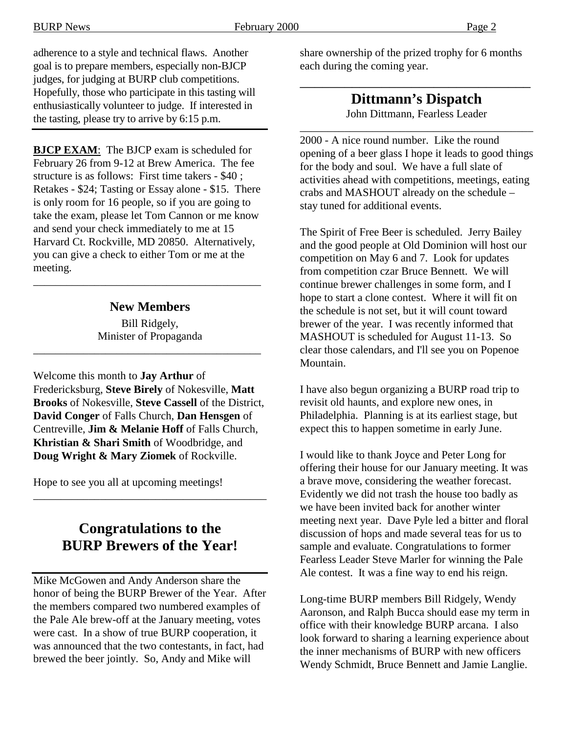adherence to a style and technical flaws. Another goal is to prepare members, especially non-BJCP judges, for judging at BURP club competitions. Hopefully, those who participate in this tasting will enthusiastically volunteer to judge. If interested in the tasting, please try to arrive by 6:15 p.m.

---

**BJCP EXAM**: The BJCP exam is scheduled for February 26 from 9-12 at Brew America. The fee structure is as follows: First time takers - $40 ; Retakes - $24; Tasting or Essay alone - $15. There is only room for 16 people, so if you are going to take the exam, please let Tom Cannon or me know and send your check immediately to me at 15 Harvard Ct. Rockville, MD 20850. Alternatively, you can give a check to either Tom or me at the meeting.

---

## New Members

Bill Ridgely,
Minister of Propaganda

---

Welcome this month to **Jay Arthur** of Fredericksburg, **Steve Birely** of Nokesville, **Matt Brooks** of Nokesville, **Steve Cassell** of the District, **David Conger** of Falls Church, **Dan Hensgen** of Centreville, **Jim & Melanie Hoff** of Falls Church, **Khristian & Shari Smith** of Woodbridge, and **Doug Wright & Mary Ziomek** of Rockville.

Hope to see you all at upcoming meetings!

---

## Congratulations to the BURP Brewers of the Year!

---

Mike McGowen and Andy Anderson share the honor of being the BURP Brewer of the Year. After the members compared two numbered examples of the Pale Ale brew-off at the January meeting, votes were cast. In a show of true BURP cooperation, it was announced that the two contestants, in fact, had brewed the beer jointly. So, Andy and Mike will share ownership of the prized trophy for 6 months each during the coming year.

---

## Dittmann's Dispatch

John Dittmann, Fearless Leader

---

2000 - A nice round number. Like the round opening of a beer glass I hope it leads to good things for the body and soul. We have a full slate of activities ahead with competitions, meetings, eating crabs and MASHOUT already on the schedule – stay tuned for additional events.

The Spirit of Free Beer is scheduled. Jerry Bailey and the good people at Old Dominion will host our competition on May 6 and 7. Look for updates from competition czar Bruce Bennett. We will continue brewer challenges in some form, and I hope to start a clone contest. Where it will fit on the schedule is not set, but it will count toward brewer of the year. I was recently informed that MASHOUT is scheduled for August 11-13. So clear those calendars, and I'll see you on Popenoe Mountain.

I have also begun organizing a BURP road trip to revisit old haunts, and explore new ones, in Philadelphia. Planning is at its earliest stage, but expect this to happen sometime in early June.

I would like to thank Joyce and Peter Long for offering their house for our January meeting. It was a brave move, considering the weather forecast. Evidently we did not trash the house too badly as we have been invited back for another winter meeting next year. Dave Pyle led a bitter and floral discussion of hops and made several teas for us to sample and evaluate. Congratulations to former Fearless Leader Steve Marler for winning the Pale Ale contest. It was a fine way to end his reign.

Long-time BURP members Bill Ridgely, Wendy Aaronson, and Ralph Bucca should ease my term in office with their knowledge BURP arcana. I also look forward to sharing a learning experience about the inner mechanisms of BURP with new officers Wendy Schmidt, Bruce Bennett and Jamie Langlie.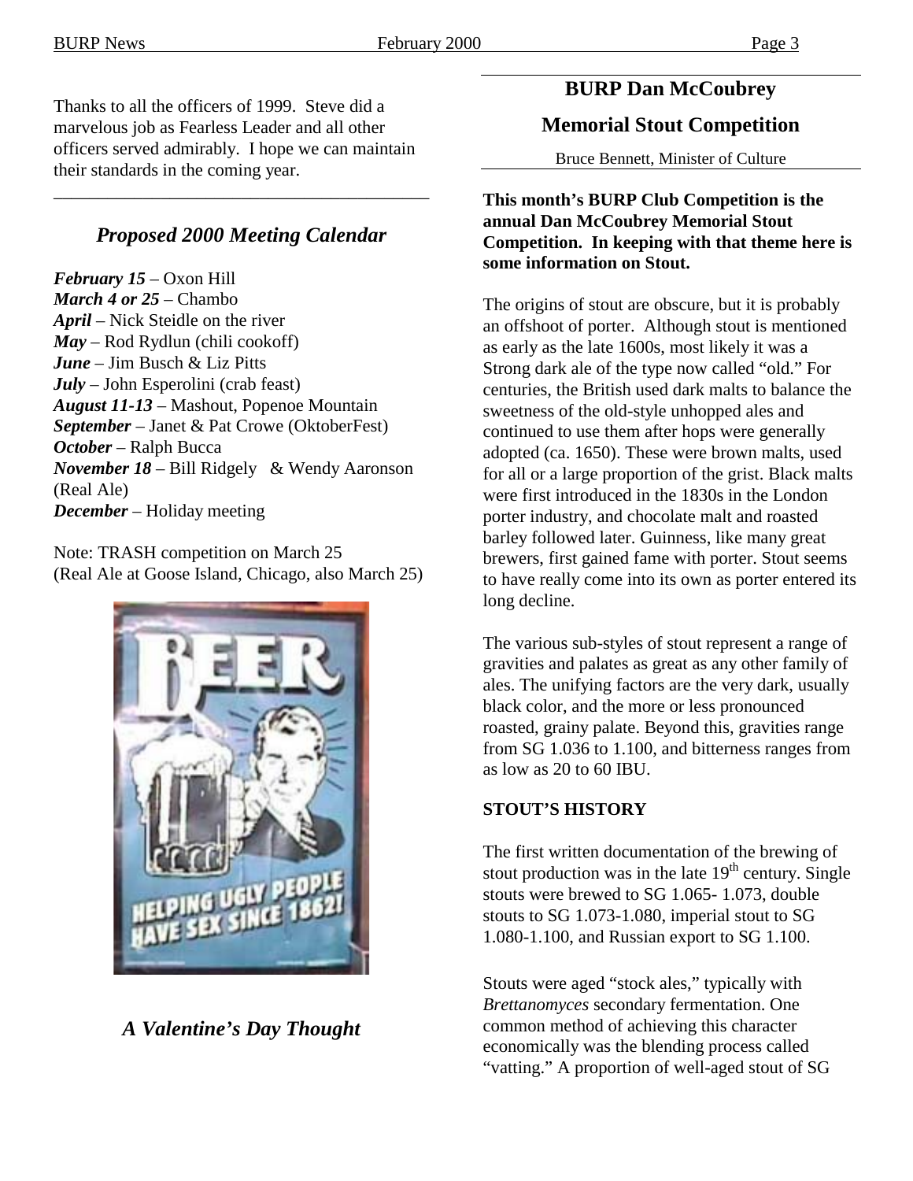Thanks to all the officers of 1999. Steve did a marvelous job as Fearless Leader and all other officers served admirably. I hope we can maintain their standards in the coming year.

---

## *Proposed 2000 Meeting Calendar*

***February 15*** – Oxon Hill
***March 4 or 25*** – Chambo
***April*** – Nick Steidle on the river
***May*** – Rod Rydlun (chili cookoff)
***June*** – Jim Busch & Liz Pitts
***July*** – John Esperolini (crab feast)
***August 11-13*** – Mashout, Popenoe Mountain
***September*** – Janet & Pat Crowe (OktoberFest)
***October*** – Ralph Bucca
***November 18*** – Bill Ridgely & Wendy Aaronson (Real Ale)
***December*** – Holiday meeting

Note: TRASH competition on March 25
(Real Ale at Goose Island, Chicago, also March 25)

*A Valentine's Day Thought*

---

## BURP Dan McCoubrey Memorial Stout Competition

Bruce Bennett, Minister of Culture

**This month's BURP Club Competition is the annual Dan McCoubrey Memorial Stout Competition. In keeping with that theme here is some information on Stout.**

The origins of stout are obscure, but it is probably an offshoot of porter. Although stout is mentioned as early as the late 1600s, most likely it was a Strong dark ale of the type now called "old." For centuries, the British used dark malts to balance the sweetness of the old-style unhopped ales and continued to use them after hops were generally adopted (ca. 1650). These were brown malts, used for all or a large proportion of the grist. Black malts were first introduced in the 1830s in the London porter industry, and chocolate malt and roasted barley followed later. Guinness, like many great brewers, first gained fame with porter. Stout seems to have really come into its own as porter entered its long decline.

The various sub-styles of stout represent a range of gravities and palates as great as any other family of ales. The unifying factors are the very dark, usually black color, and the more or less pronounced roasted, grainy palate. Beyond this, gravities range from SG 1.036 to 1.100, and bitterness ranges from as low as 20 to 60 IBU.

**STOUT'S HISTORY**

The first written documentation of the brewing of stout production was in the late 19th century. Single stouts were brewed to SG 1.065- 1.073, double stouts to SG 1.073-1.080, imperial stout to SG 1.080-1.100, and Russian export to SG 1.100.

Stouts were aged "stock ales," typically with *Brettanomyces* secondary fermentation. One common method of achieving this character economically was the blending process called "vatting." A proportion of well-aged stout of SG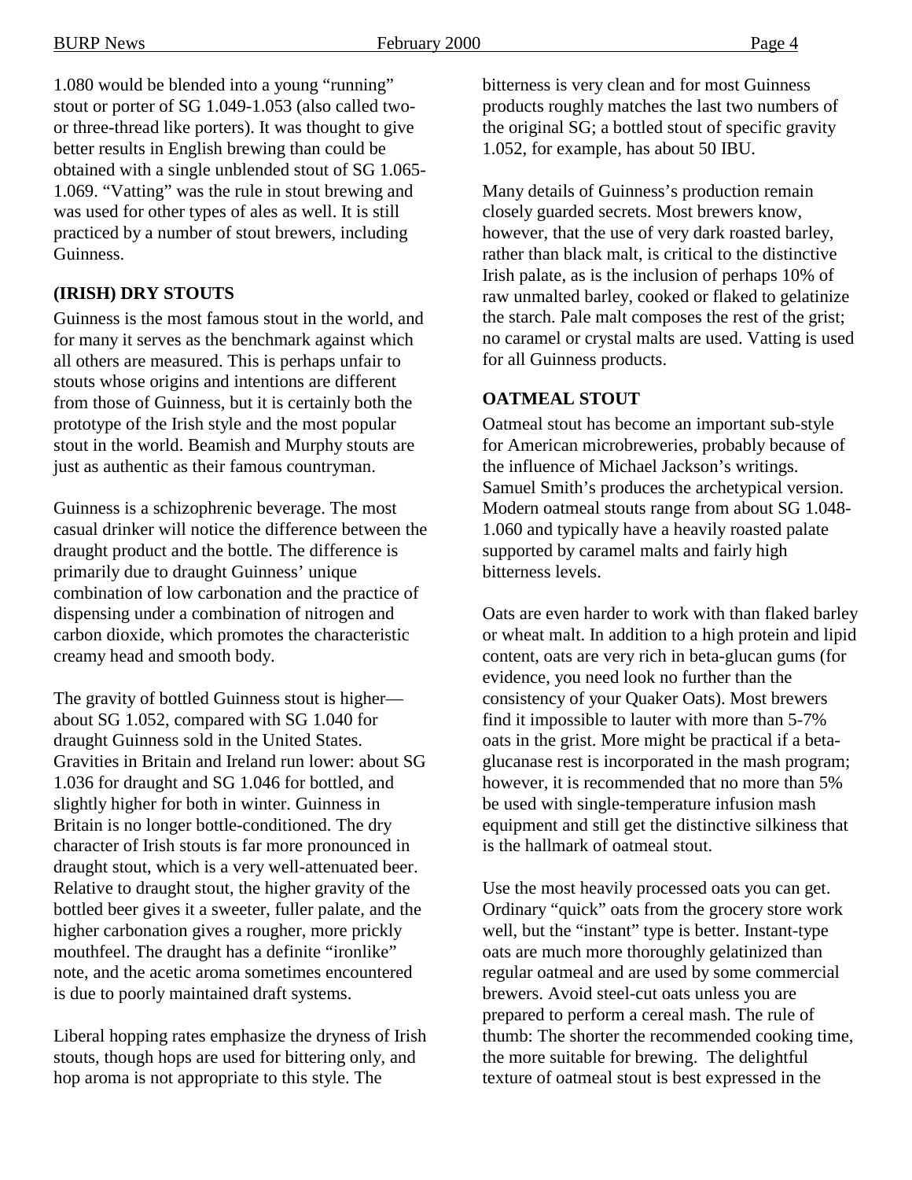1.080 would be blended into a young "running" stout or porter of SG 1.049-1.053 (also called two- or three-thread like porters). It was thought to give better results in English brewing than could be obtained with a single unblended stout of SG 1.065-1.069. "Vatting" was the rule in stout brewing and was used for other types of ales as well. It is still practiced by a number of stout brewers, including Guinness.

### (IRISH) DRY STOUTS

Guinness is the most famous stout in the world, and for many it serves as the benchmark against which all others are measured. This is perhaps unfair to stouts whose origins and intentions are different from those of Guinness, but it is certainly both the prototype of the Irish style and the most popular stout in the world. Beamish and Murphy stouts are just as authentic as their famous countryman.

Guinness is a schizophrenic beverage. The most casual drinker will notice the difference between the draught product and the bottle. The difference is primarily due to draught Guinness' unique combination of low carbonation and the practice of dispensing under a combination of nitrogen and carbon dioxide, which promotes the characteristic creamy head and smooth body.

The gravity of bottled Guinness stout is higher—about SG 1.052, compared with SG 1.040 for draught Guinness sold in the United States. Gravities in Britain and Ireland run lower: about SG 1.036 for draught and SG 1.046 for bottled, and slightly higher for both in winter. Guinness in Britain is no longer bottle-conditioned. The dry character of Irish stouts is far more pronounced in draught stout, which is a very well-attenuated beer. Relative to draught stout, the higher gravity of the bottled beer gives it a sweeter, fuller palate, and the higher carbonation gives a rougher, more prickly mouthfeel. The draught has a definite "ironlike" note, and the acetic aroma sometimes encountered is due to poorly maintained draft systems.

Liberal hopping rates emphasize the dryness of Irish stouts, though hops are used for bittering only, and hop aroma is not appropriate to this style. The bitterness is very clean and for most Guinness products roughly matches the last two numbers of the original SG; a bottled stout of specific gravity 1.052, for example, has about 50 IBU.

Many details of Guinness's production remain closely guarded secrets. Most brewers know, however, that the use of very dark roasted barley, rather than black malt, is critical to the distinctive Irish palate, as is the inclusion of perhaps 10% of raw unmalted barley, cooked or flaked to gelatinize the starch. Pale malt composes the rest of the grist; no caramel or crystal malts are used. Vatting is used for all Guinness products.

### OATMEAL STOUT

Oatmeal stout has become an important sub-style for American microbreweries, probably because of the influence of Michael Jackson's writings. Samuel Smith's produces the archetypical version. Modern oatmeal stouts range from about SG 1.048-1.060 and typically have a heavily roasted palate supported by caramel malts and fairly high bitterness levels.

Oats are even harder to work with than flaked barley or wheat malt. In addition to a high protein and lipid content, oats are very rich in beta-glucan gums (for evidence, you need look no further than the consistency of your Quaker Oats). Most brewers find it impossible to lauter with more than 5-7% oats in the grist. More might be practical if a beta-glucanase rest is incorporated in the mash program; however, it is recommended that no more than 5% be used with single-temperature infusion mash equipment and still get the distinctive silkiness that is the hallmark of oatmeal stout.

Use the most heavily processed oats you can get. Ordinary "quick" oats from the grocery store work well, but the "instant" type is better. Instant-type oats are much more thoroughly gelatinized than regular oatmeal and are used by some commercial brewers. Avoid steel-cut oats unless you are prepared to perform a cereal mash. The rule of thumb: The shorter the recommended cooking time, the more suitable for brewing. The delightful texture of oatmeal stout is best expressed in the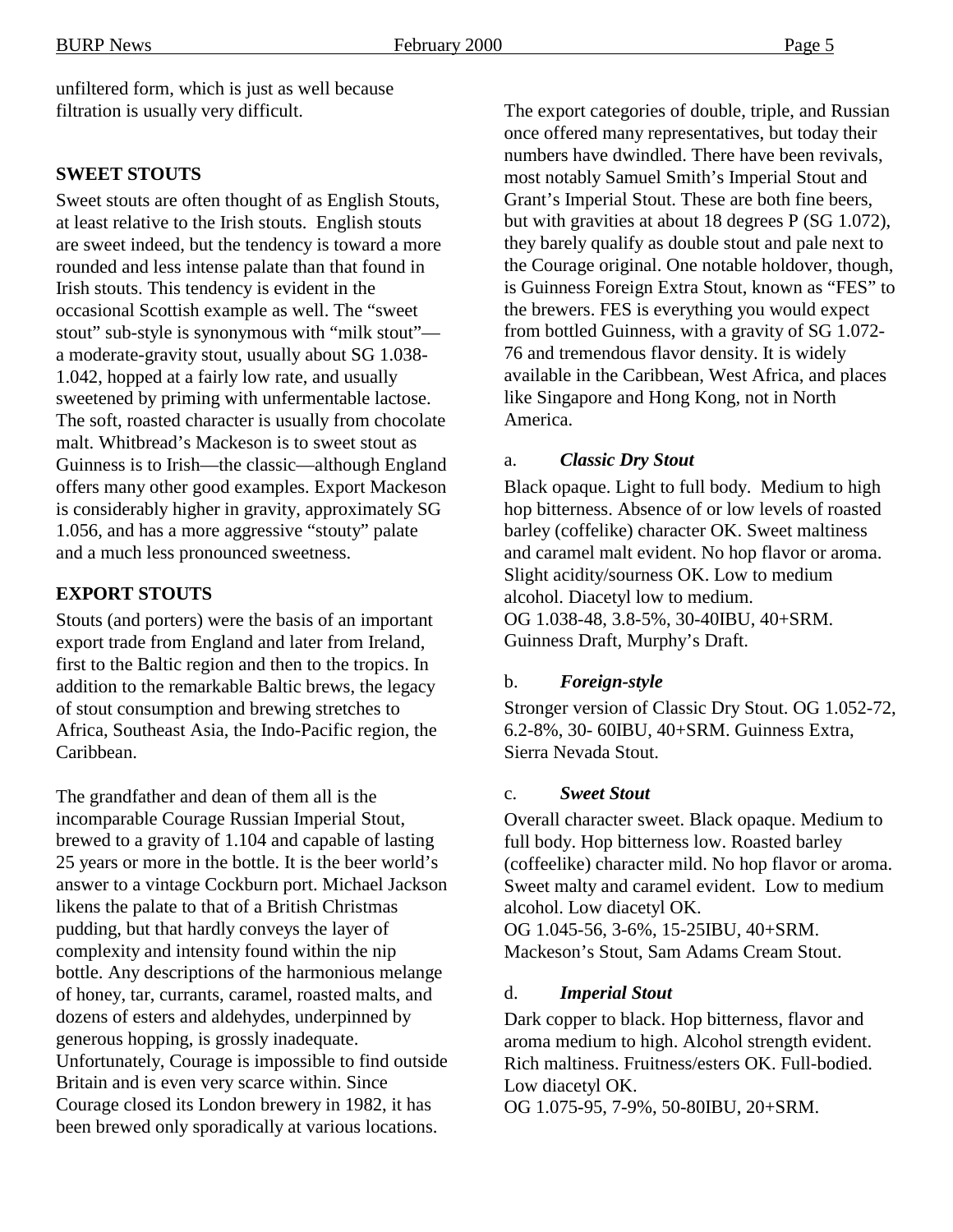unfiltered form, which is just as well because filtration is usually very difficult.

### SWEET STOUTS

Sweet stouts are often thought of as English Stouts, at least relative to the Irish stouts. English stouts are sweet indeed, but the tendency is toward a more rounded and less intense palate than that found in Irish stouts. This tendency is evident in the occasional Scottish example as well. The "sweet stout" sub-style is synonymous with "milk stout"—a moderate-gravity stout, usually about SG 1.038-1.042, hopped at a fairly low rate, and usually sweetened by priming with unfermentable lactose. The soft, roasted character is usually from chocolate malt. Whitbread's Mackeson is to sweet stout as Guinness is to Irish—the classic—although England offers many other good examples. Export Mackeson is considerably higher in gravity, approximately SG 1.056, and has a more aggressive "stouty" palate and a much less pronounced sweetness.

### EXPORT STOUTS

Stouts (and porters) were the basis of an important export trade from England and later from Ireland, first to the Baltic region and then to the tropics. In addition to the remarkable Baltic brews, the legacy of stout consumption and brewing stretches to Africa, Southeast Asia, the Indo-Pacific region, the Caribbean.

The grandfather and dean of them all is the incomparable Courage Russian Imperial Stout, brewed to a gravity of 1.104 and capable of lasting 25 years or more in the bottle. It is the beer world's answer to a vintage Cockburn port. Michael Jackson likens the palate to that of a British Christmas pudding, but that hardly conveys the layer of complexity and intensity found within the nip bottle. Any descriptions of the harmonious melange of honey, tar, currants, caramel, roasted malts, and dozens of esters and aldehydes, underpinned by generous hopping, is grossly inadequate. Unfortunately, Courage is impossible to find outside Britain and is even very scarce within. Since Courage closed its London brewery in 1982, it has been brewed only sporadically at various locations.

The export categories of double, triple, and Russian once offered many representatives, but today their numbers have dwindled. There have been revivals, most notably Samuel Smith's Imperial Stout and Grant's Imperial Stout. These are both fine beers, but with gravities at about 18 degrees P (SG 1.072), they barely qualify as double stout and pale next to the Courage original. One notable holdover, though, is Guinness Foreign Extra Stout, known as "FES" to the brewers. FES is everything you would expect from bottled Guinness, with a gravity of SG 1.072-76 and tremendous flavor density. It is widely available in the Caribbean, West Africa, and places like Singapore and Hong Kong, not in North America.

a. ***Classic Dry Stout***

Black opaque. Light to full body. Medium to high hop bitterness. Absence of or low levels of roasted barley (coffelike) character OK. Sweet maltiness and caramel malt evident. No hop flavor or aroma. Slight acidity/sourness OK. Low to medium alcohol. Diacetyl low to medium.
OG 1.038-48, 3.8-5%, 30-40IBU, 40+SRM.
Guinness Draft, Murphy's Draft.

b. ***Foreign-style***

Stronger version of Classic Dry Stout. OG 1.052-72, 6.2-8%, 30- 60IBU, 40+SRM. Guinness Extra, Sierra Nevada Stout.

c. ***Sweet Stout***

Overall character sweet. Black opaque. Medium to full body. Hop bitterness low. Roasted barley (coffeelike) character mild. No hop flavor or aroma. Sweet malty and caramel evident. Low to medium alcohol. Low diacetyl OK.
OG 1.045-56, 3-6%, 15-25IBU, 40+SRM.
Mackeson's Stout, Sam Adams Cream Stout.

d. ***Imperial Stout***

Dark copper to black. Hop bitterness, flavor and aroma medium to high. Alcohol strength evident. Rich maltiness. Fruitness/esters OK. Full-bodied. Low diacetyl OK.
OG 1.075-95, 7-9%, 50-80IBU, 20+SRM.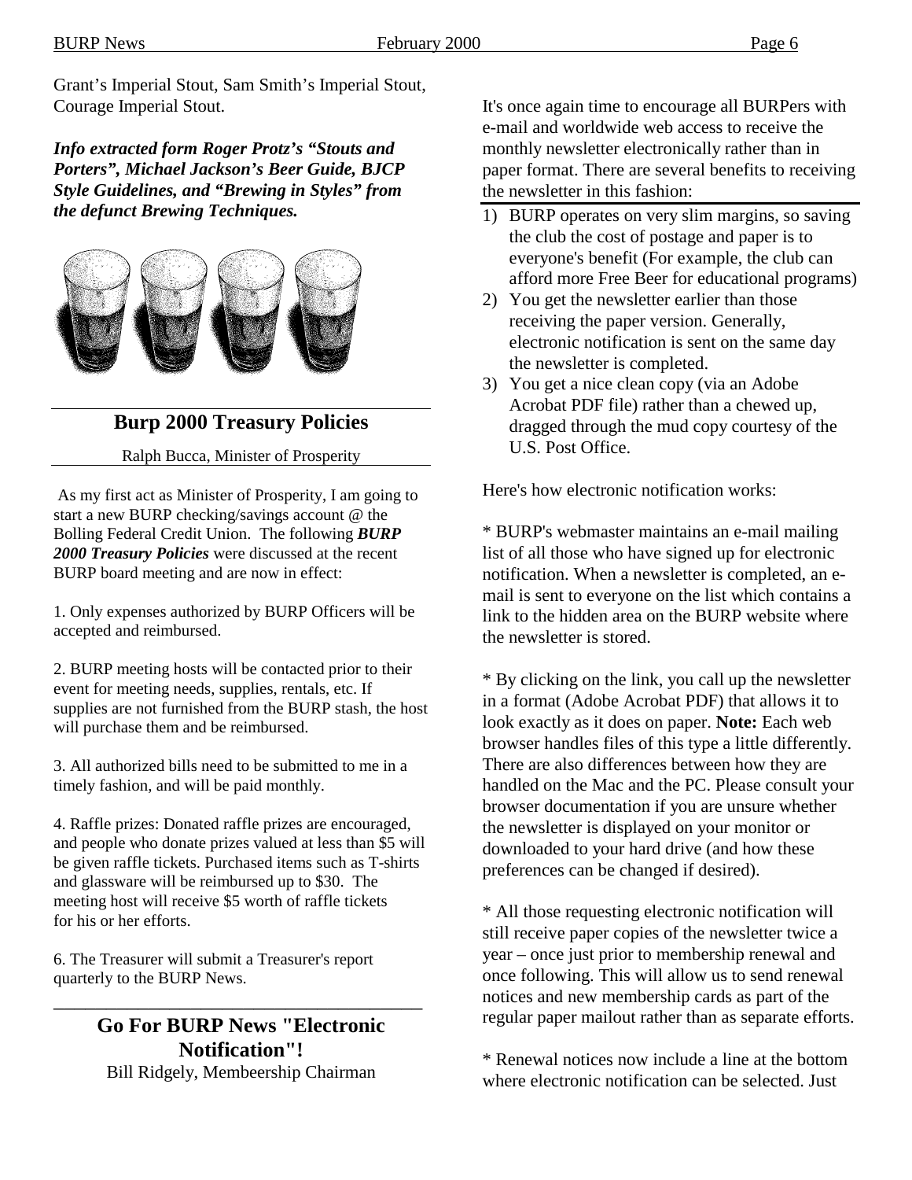Grant's Imperial Stout, Sam Smith's Imperial Stout, Courage Imperial Stout.

***Info extracted form Roger Protz's "Stouts and Porters", Michael Jackson's Beer Guide, BJCP Style Guidelines, and "Brewing in Styles" from the defunct Brewing Techniques.***

## Burp 2000 Treasury Policies

Ralph Bucca, Minister of Prosperity

As my first act as Minister of Prosperity, I am going to start a new BURP checking/savings account @ the Bolling Federal Credit Union. The following ***BURP 2000 Treasury Policies*** were discussed at the recent BURP board meeting and are now in effect:

1. Only expenses authorized by BURP Officers will be accepted and reimbursed.

2. BURP meeting hosts will be contacted prior to their event for meeting needs, supplies, rentals, etc. If supplies are not furnished from the BURP stash, the host will purchase them and be reimbursed.

3. All authorized bills need to be submitted to me in a timely fashion, and will be paid monthly.

4. Raffle prizes: Donated raffle prizes are encouraged, and people who donate prizes valued at less than $5 will be given raffle tickets. Purchased items such as T-shirts and glassware will be reimbursed up to $30. The meeting host will receive $5 worth of raffle tickets for his or her efforts.

6. The Treasurer will submit a Treasurer's report quarterly to the BURP News.

## Go For BURP News "Electronic Notification"!

Bill Ridgely, Membeership Chairman

It's once again time to encourage all BURPers with e-mail and worldwide web access to receive the monthly newsletter electronically rather than in paper format. There are several benefits to receiving the newsletter in this fashion:

1) BURP operates on very slim margins, so saving the club the cost of postage and paper is to everyone's benefit (For example, the club can afford more Free Beer for educational programs)
2) You get the newsletter earlier than those receiving the paper version. Generally, electronic notification is sent on the same day the newsletter is completed.
3) You get a nice clean copy (via an Adobe Acrobat PDF file) rather than a chewed up, dragged through the mud copy courtesy of the U.S. Post Office.

Here's how electronic notification works:

* BURP's webmaster maintains an e-mail mailing list of all those who have signed up for electronic notification. When a newsletter is completed, an e-mail is sent to everyone on the list which contains a link to the hidden area on the BURP website where the newsletter is stored.

* By clicking on the link, you call up the newsletter in a format (Adobe Acrobat PDF) that allows it to look exactly as it does on paper. **Note:** Each web browser handles files of this type a little differently. There are also differences between how they are handled on the Mac and the PC. Please consult your browser documentation if you are unsure whether the newsletter is displayed on your monitor or downloaded to your hard drive (and how these preferences can be changed if desired).

* All those requesting electronic notification will still receive paper copies of the newsletter twice a year – once just prior to membership renewal and once following. This will allow us to send renewal notices and new membership cards as part of the regular paper mailout rather than as separate efforts.

* Renewal notices now include a line at the bottom where electronic notification can be selected. Just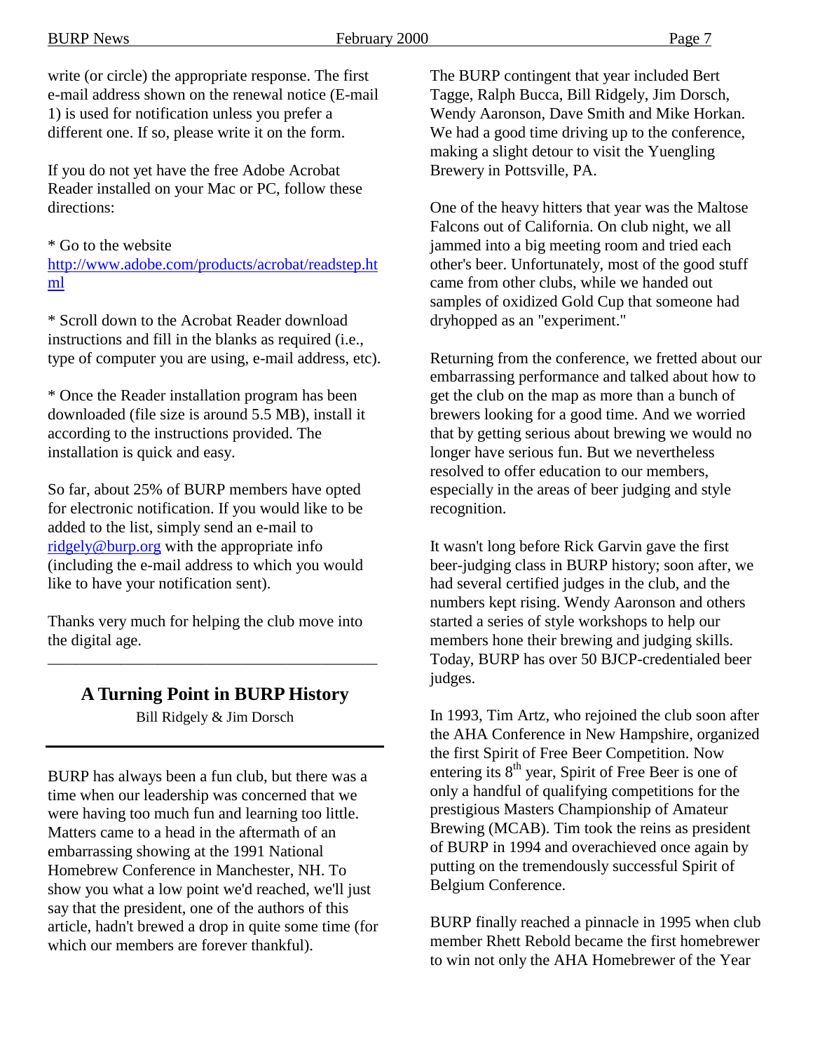write (or circle) the appropriate response. The first e-mail address shown on the renewal notice (E-mail 1) is used for notification unless you prefer a different one. If so, please write it on the form.

If you do not yet have the free Adobe Acrobat Reader installed on your Mac or PC, follow these directions:

* Go to the website http://www.adobe.com/products/acrobat/readstep.html

* Scroll down to the Acrobat Reader download instructions and fill in the blanks as required (i.e., type of computer you are using, e-mail address, etc).

* Once the Reader installation program has been downloaded (file size is around 5.5 MB), install it according to the instructions provided. The installation is quick and easy.

So far, about 25% of BURP members have opted for electronic notification. If you would like to be added to the list, simply send an e-mail to ridgely@burp.org with the appropriate info (including the e-mail address to which you would like to have your notification sent).

Thanks very much for helping the club move into the digital age.

---

## A Turning Point in BURP History

Bill Ridgely & Jim Dorsch

BURP has always been a fun club, but there was a time when our leadership was concerned that we were having too much fun and learning too little. Matters came to a head in the aftermath of an embarrassing showing at the 1991 National Homebrew Conference in Manchester, NH. To show you what a low point we'd reached, we'll just say that the president, one of the authors of this article, hadn't brewed a drop in quite some time (for which our members are forever thankful).

The BURP contingent that year included Bert Tagge, Ralph Bucca, Bill Ridgely, Jim Dorsch, Wendy Aaronson, Dave Smith and Mike Horkan. We had a good time driving up to the conference, making a slight detour to visit the Yuengling Brewery in Pottsville, PA.

One of the heavy hitters that year was the Maltose Falcons out of California. On club night, we all jammed into a big meeting room and tried each other's beer. Unfortunately, most of the good stuff came from other clubs, while we handed out samples of oxidized Gold Cup that someone had dryhopped as an "experiment."

Returning from the conference, we fretted about our embarrassing performance and talked about how to get the club on the map as more than a bunch of brewers looking for a good time. And we worried that by getting serious about brewing we would no longer have serious fun. But we nevertheless resolved to offer education to our members, especially in the areas of beer judging and style recognition.

It wasn't long before Rick Garvin gave the first beer-judging class in BURP history; soon after, we had several certified judges in the club, and the numbers kept rising. Wendy Aaronson and others started a series of style workshops to help our members hone their brewing and judging skills. Today, BURP has over 50 BJCP-credentialed beer judges.

In 1993, Tim Artz, who rejoined the club soon after the AHA Conference in New Hampshire, organized the first Spirit of Free Beer Competition. Now entering its 8th year, Spirit of Free Beer is one of only a handful of qualifying competitions for the prestigious Masters Championship of Amateur Brewing (MCAB). Tim took the reins as president of BURP in 1994 and overachieved once again by putting on the tremendously successful Spirit of Belgium Conference.

BURP finally reached a pinnacle in 1995 when club member Rhett Rebold became the first homebrewer to win not only the AHA Homebrewer of the Year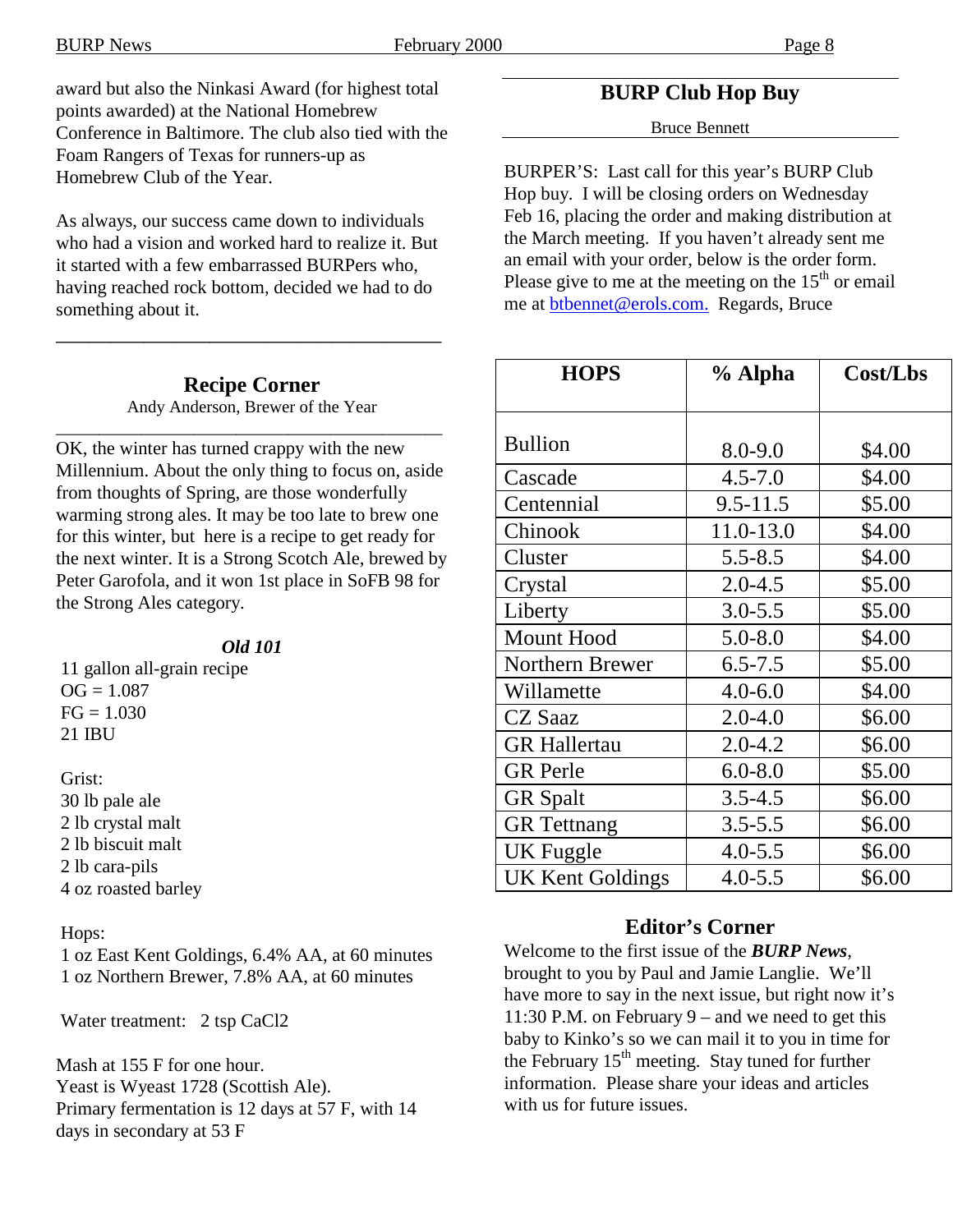award but also the Ninkasi Award (for highest total points awarded) at the National Homebrew Conference in Baltimore. The club also tied with the Foam Rangers of Texas for runners-up as Homebrew Club of the Year.

As always, our success came down to individuals who had a vision and worked hard to realize it. But it started with a few embarrassed BURPers who, having reached rock bottom, decided we had to do something about it.

---

## Recipe Corner

Andy Anderson, Brewer of the Year

OK, the winter has turned crappy with the new Millennium. About the only thing to focus on, aside from thoughts of Spring, are those wonderfully warming strong ales. It may be too late to brew one for this winter, but here is a recipe to get ready for the next winter. It is a Strong Scotch Ale, brewed by Peter Garofola, and it won 1st place in SoFB 98 for the Strong Ales category.

***Old 101***

11 gallon all-grain recipe
OG = 1.087
FG = 1.030
21 IBU

Grist:
30 lb pale ale
2 lb crystal malt
2 lb biscuit malt
2 lb cara-pils
4 oz roasted barley

Hops:
1 oz East Kent Goldings, 6.4% AA, at 60 minutes
1 oz Northern Brewer, 7.8% AA, at 60 minutes

Water treatment: 2 tsp $CaCl_2$

Mash at 155 F for one hour.
Yeast is Wyeast 1728 (Scottish Ale).
Primary fermentation is 12 days at 57 F, with 14 days in secondary at 53 F

## BURP Club Hop Buy

Bruce Bennett

BURPER'S: Last call for this year's BURP Club Hop buy. I will be closing orders on Wednesday Feb 16, placing the order and making distribution at the March meeting. If you haven't already sent me an email with your order, below is the order form. Please give to me at the meeting on the 15th or email me at btbennet@erols.com. Regards, Bruce

| HOPS | % Alpha | Cost/Lbs |
|---|---|---|
| Bullion | 8.0-9.0 | $4.00 |
| Cascade | 4.5-7.0 | $4.00 |
| Centennial | 9.5-11.5 | $5.00 |
| Chinook | 11.0-13.0 | $4.00 |
| Cluster | 5.5-8.5 | $4.00 |
| Crystal | 2.0-4.5 | $5.00 |
| Liberty | 3.0-5.5 | $5.00 |
| Mount Hood | 5.0-8.0 | $4.00 |
| Northern Brewer | 6.5-7.5 | $5.00 |
| Willamette | 4.0-6.0 | $4.00 |
| CZ Saaz | 2.0-4.0 | $6.00 |
| GR Hallertau | 2.0-4.2 | $6.00 |
| GR Perle | 6.0-8.0 | $5.00 |
| GR Spalt | 3.5-4.5 | $6.00 |
| GR Tettnang | 3.5-5.5 | $6.00 |
| UK Fuggle | 4.0-5.5 | $6.00 |
| UK Kent Goldings | 4.0-5.5 | $6.00 |

## Editor's Corner

Welcome to the first issue of the ***BURP News***, brought to you by Paul and Jamie Langlie. We'll have more to say in the next issue, but right now it's 11:30 P.M. on February 9 – and we need to get this baby to Kinko's so we can mail it to you in time for the February 15th meeting. Stay tuned for further information. Please share your ideas and articles with us for future issues.